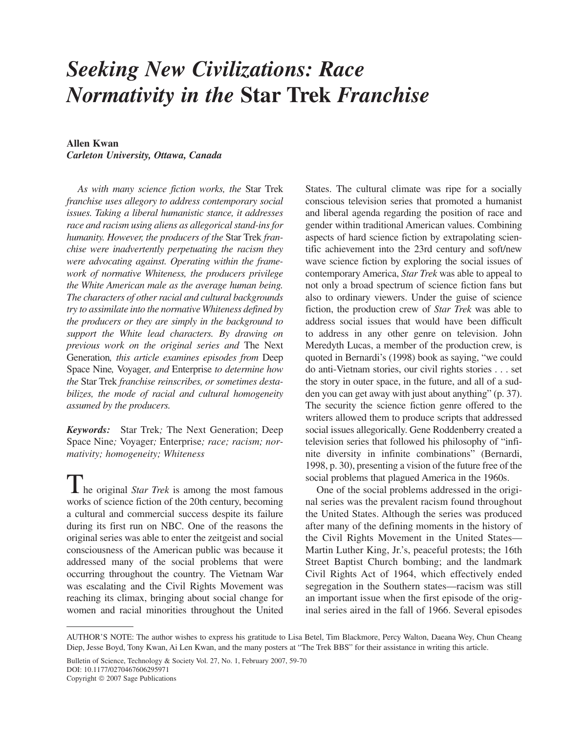# *Seeking New Civilizations: Race Normativity in the* Star Trek *Franchise*

**Allen Kwan**
***Carleton University, Ottawa, Canada***

*As with many science fiction works, the* Star Trek *franchise uses allegory to address contemporary social issues. Taking a liberal humanistic stance, it addresses race and racism using aliens as allegorical stand-ins for humanity. However, the producers of the* Star Trek *franchise were inadvertently perpetuating the racism they were advocating against. Operating within the framework of normative Whiteness, the producers privilege the White American male as the average human being. The characters of other racial and cultural backgrounds try to assimilate into the normative Whiteness defined by the producers or they are simply in the background to support the White lead characters. By drawing on previous work on the original series and* The Next Generation*, this article examines episodes from* Deep Space Nine*,* Voyager*, and* Enterprise *to determine how the* Star Trek *franchise reinscribes, or sometimes destabilizes, the mode of racial and cultural homogeneity assumed by the producers.*

***Keywords:*** Star Trek*;* The Next Generation; Deep Space Nine*;* Voyager*;* Enterprise*; race; racism; normativity; homogeneity; Whiteness*

The original *Star Trek* is among the most famous works of science fiction of the 20th century, becoming a cultural and commercial success despite its failure during its first run on NBC. One of the reasons the original series was able to enter the zeitgeist and social consciousness of the American public was because it addressed many of the social problems that were occurring throughout the country. The Vietnam War was escalating and the Civil Rights Movement was reaching its climax, bringing about social change for women and racial minorities throughout the United States. The cultural climate was ripe for a socially conscious television series that promoted a humanist and liberal agenda regarding the position of race and gender within traditional American values. Combining aspects of hard science fiction by extrapolating scientific achievement into the 23rd century and soft/new wave science fiction by exploring the social issues of contemporary America, *Star Trek* was able to appeal to not only a broad spectrum of science fiction fans but also to ordinary viewers. Under the guise of science fiction, the production crew of *Star Trek* was able to address social issues that would have been difficult to address in any other genre on television. John Meredyth Lucas, a member of the production crew, is quoted in Bernardi's (1998) book as saying, "we could do anti-Vietnam stories, our civil rights stories . . . set the story in outer space, in the future, and all of a sudden you can get away with just about anything" (p. 37). The security the science fiction genre offered to the writers allowed them to produce scripts that addressed social issues allegorically. Gene Roddenberry created a television series that followed his philosophy of "infinite diversity in infinite combinations" (Bernardi, 1998, p. 30), presenting a vision of the future free of the social problems that plagued America in the 1960s.

One of the social problems addressed in the original series was the prevalent racism found throughout the United States. Although the series was produced after many of the defining moments in the history of the Civil Rights Movement in the United States—Martin Luther King, Jr.'s, peaceful protests; the 16th Street Baptist Church bombing; and the landmark Civil Rights Act of 1964, which effectively ended segregation in the Southern states—racism was still an important issue when the first episode of the original series aired in the fall of 1966. Several episodes

---

AUTHOR'S NOTE: The author wishes to express his gratitude to Lisa Betel, Tim Blackmore, Percy Walton, Daeana Wey, Chun Cheang Diep, Jesse Boyd, Tony Kwan, Ai Len Kwan, and the many posters at "The Trek BBS" for their assistance in writing this article.

Bulletin of Science, Technology & Society Vol. 27, No. 1, February 2007, 59-70
DOI: 10.1177/0270467606295971
Copyright © 2007 Sage Publications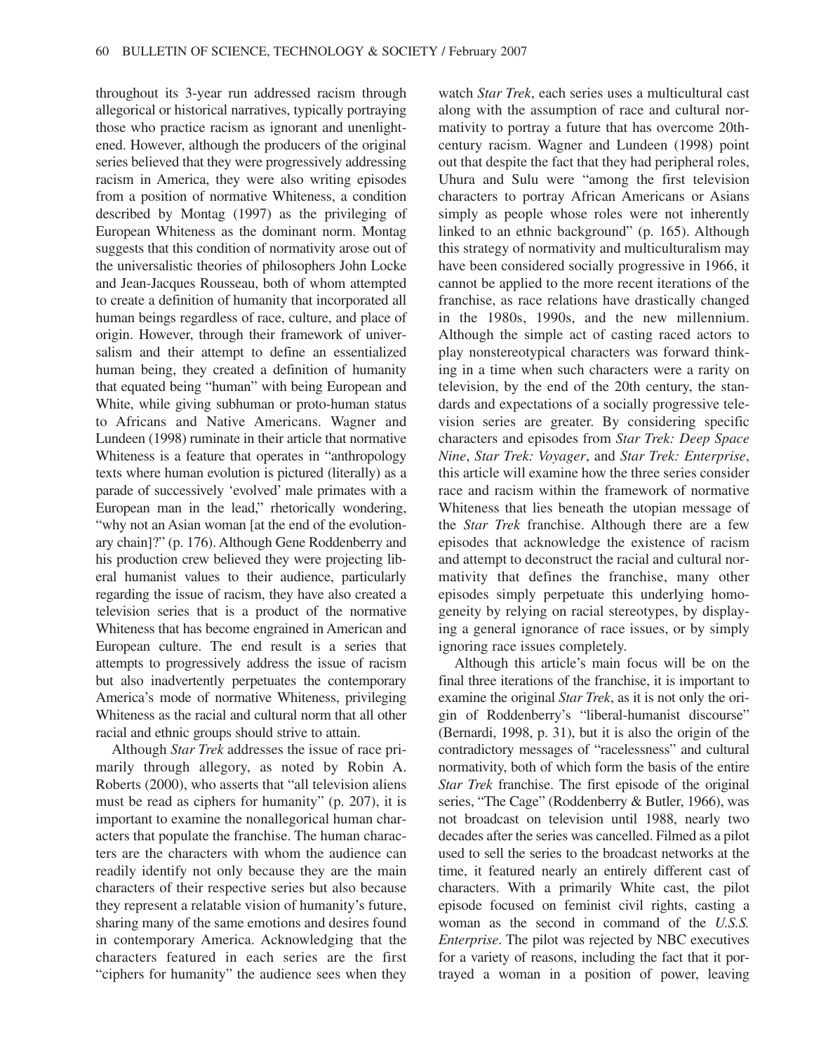throughout its 3-year run addressed racism through allegorical or historical narratives, typically portraying those who practice racism as ignorant and unenlightened. However, although the producers of the original series believed that they were progressively addressing racism in America, they were also writing episodes from a position of normative Whiteness, a condition described by Montag (1997) as the privileging of European Whiteness as the dominant norm. Montag suggests that this condition of normativity arose out of the universalistic theories of philosophers John Locke and Jean-Jacques Rousseau, both of whom attempted to create a definition of humanity that incorporated all human beings regardless of race, culture, and place of origin. However, through their framework of universalism and their attempt to define an essentialized human being, they created a definition of humanity that equated being "human" with being European and White, while giving subhuman or proto-human status to Africans and Native Americans. Wagner and Lundeen (1998) ruminate in their article that normative Whiteness is a feature that operates in "anthropology texts where human evolution is pictured (literally) as a parade of successively 'evolved' male primates with a European man in the lead," rhetorically wondering, "why not an Asian woman [at the end of the evolutionary chain]?" (p. 176). Although Gene Roddenberry and his production crew believed they were projecting liberal humanist values to their audience, particularly regarding the issue of racism, they have also created a television series that is a product of the normative Whiteness that has become engrained in American and European culture. The end result is a series that attempts to progressively address the issue of racism but also inadvertently perpetuates the contemporary America's mode of normative Whiteness, privileging Whiteness as the racial and cultural norm that all other racial and ethnic groups should strive to attain.

Although *Star Trek* addresses the issue of race primarily through allegory, as noted by Robin A. Roberts (2000), who asserts that "all television aliens must be read as ciphers for humanity" (p. 207), it is important to examine the nonallegorical human characters that populate the franchise. The human characters are the characters with whom the audience can readily identify not only because they are the main characters of their respective series but also because they represent a relatable vision of humanity's future, sharing many of the same emotions and desires found in contemporary America. Acknowledging that the characters featured in each series are the first "ciphers for humanity" the audience sees when they watch *Star Trek*, each series uses a multicultural cast along with the assumption of race and cultural normativity to portray a future that has overcome 20th-century racism. Wagner and Lundeen (1998) point out that despite the fact that they had peripheral roles, Uhura and Sulu were "among the first television characters to portray African Americans or Asians simply as people whose roles were not inherently linked to an ethnic background" (p. 165). Although this strategy of normativity and multiculturalism may have been considered socially progressive in 1966, it cannot be applied to the more recent iterations of the franchise, as race relations have drastically changed in the 1980s, 1990s, and the new millennium. Although the simple act of casting raced actors to play nonstereotypical characters was forward thinking in a time when such characters were a rarity on television, by the end of the 20th century, the standards and expectations of a socially progressive television series are greater. By considering specific characters and episodes from *Star Trek: Deep Space Nine*, *Star Trek: Voyager*, and *Star Trek: Enterprise*, this article will examine how the three series consider race and racism within the framework of normative Whiteness that lies beneath the utopian message of the *Star Trek* franchise. Although there are a few episodes that acknowledge the existence of racism and attempt to deconstruct the racial and cultural normativity that defines the franchise, many other episodes simply perpetuate this underlying homogeneity by relying on racial stereotypes, by displaying a general ignorance of race issues, or by simply ignoring race issues completely.

Although this article's main focus will be on the final three iterations of the franchise, it is important to examine the original *Star Trek*, as it is not only the origin of Roddenberry's "liberal-humanist discourse" (Bernardi, 1998, p. 31), but it is also the origin of the contradictory messages of "racelessness" and cultural normativity, both of which form the basis of the entire *Star Trek* franchise. The first episode of the original series, "The Cage" (Roddenberry & Butler, 1966), was not broadcast on television until 1988, nearly two decades after the series was cancelled. Filmed as a pilot used to sell the series to the broadcast networks at the time, it featured nearly an entirely different cast of characters. With a primarily White cast, the pilot episode focused on feminist civil rights, casting a woman as the second in command of the *U.S.S. Enterprise*. The pilot was rejected by NBC executives for a variety of reasons, including the fact that it portrayed a woman in a position of power, leaving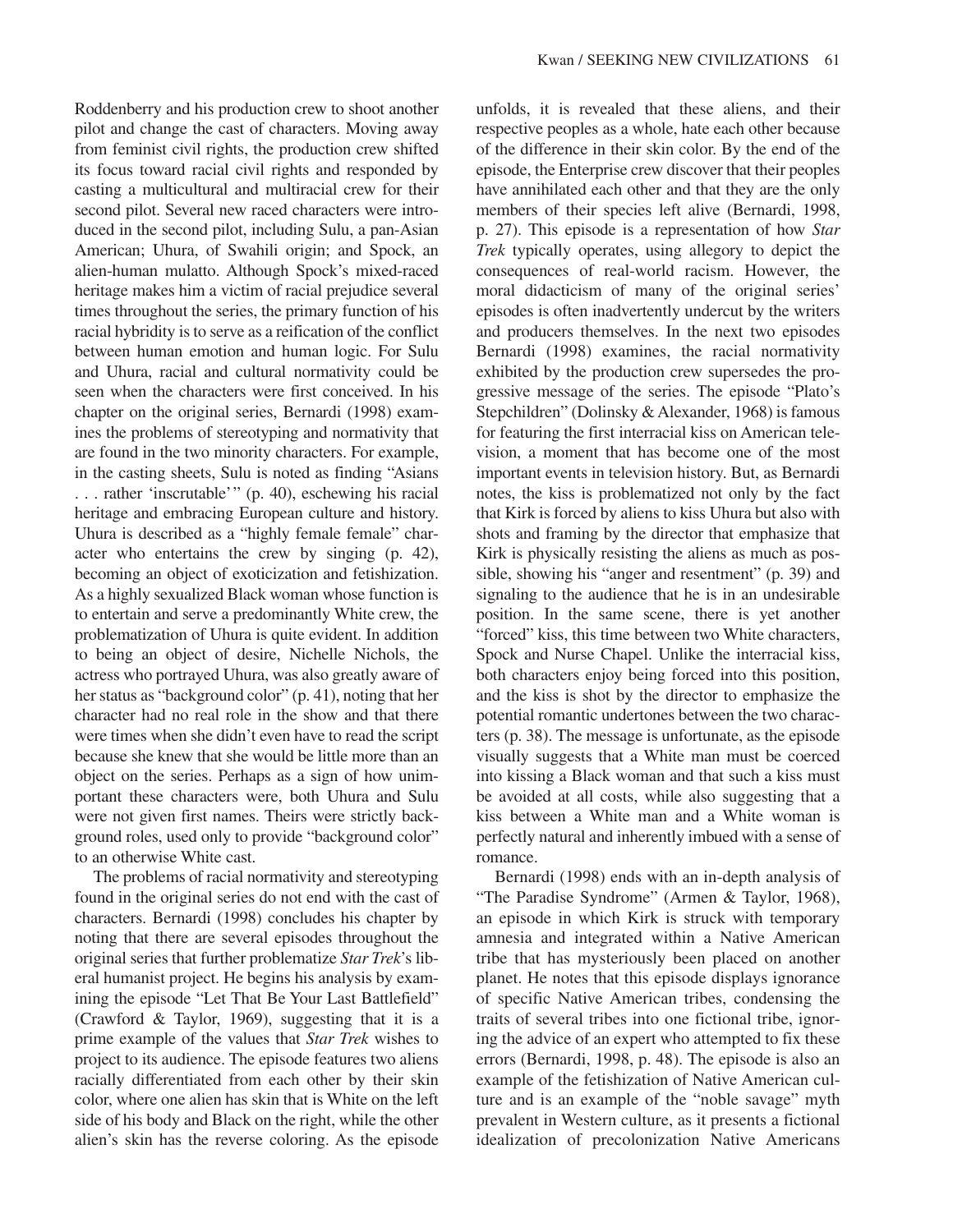Roddenberry and his production crew to shoot another pilot and change the cast of characters. Moving away from feminist civil rights, the production crew shifted its focus toward racial civil rights and responded by casting a multicultural and multiracial crew for their second pilot. Several new raced characters were introduced in the second pilot, including Sulu, a pan-Asian American; Uhura, of Swahili origin; and Spock, an alien-human mulatto. Although Spock's mixed-raced heritage makes him a victim of racial prejudice several times throughout the series, the primary function of his racial hybridity is to serve as a reification of the conflict between human emotion and human logic. For Sulu and Uhura, racial and cultural normativity could be seen when the characters were first conceived. In his chapter on the original series, Bernardi (1998) examines the problems of stereotyping and normativity that are found in the two minority characters. For example, in the casting sheets, Sulu is noted as finding "Asians . . . rather 'inscrutable'" (p. 40), eschewing his racial heritage and embracing European culture and history. Uhura is described as a "highly female female" character who entertains the crew by singing (p. 42), becoming an object of exoticization and fetishization. As a highly sexualized Black woman whose function is to entertain and serve a predominantly White crew, the problematization of Uhura is quite evident. In addition to being an object of desire, Nichelle Nichols, the actress who portrayed Uhura, was also greatly aware of her status as "background color" (p. 41), noting that her character had no real role in the show and that there were times when she didn't even have to read the script because she knew that she would be little more than an object on the series. Perhaps as a sign of how unimportant these characters were, both Uhura and Sulu were not given first names. Theirs were strictly background roles, used only to provide "background color" to an otherwise White cast.

The problems of racial normativity and stereotyping found in the original series do not end with the cast of characters. Bernardi (1998) concludes his chapter by noting that there are several episodes throughout the original series that further problematize *Star Trek*'s liberal humanist project. He begins his analysis by examining the episode "Let That Be Your Last Battlefield" (Crawford & Taylor, 1969), suggesting that it is a prime example of the values that *Star Trek* wishes to project to its audience. The episode features two aliens racially differentiated from each other by their skin color, where one alien has skin that is White on the left side of his body and Black on the right, while the other alien's skin has the reverse coloring. As the episode unfolds, it is revealed that these aliens, and their respective peoples as a whole, hate each other because of the difference in their skin color. By the end of the episode, the Enterprise crew discover that their peoples have annihilated each other and that they are the only members of their species left alive (Bernardi, 1998, p. 27). This episode is a representation of how *Star Trek* typically operates, using allegory to depict the consequences of real-world racism. However, the moral didacticism of many of the original series' episodes is often inadvertently undercut by the writers and producers themselves. In the next two episodes Bernardi (1998) examines, the racial normativity exhibited by the production crew supersedes the progressive message of the series. The episode "Plato's Stepchildren" (Dolinsky & Alexander, 1968) is famous for featuring the first interracial kiss on American television, a moment that has become one of the most important events in television history. But, as Bernardi notes, the kiss is problematized not only by the fact that Kirk is forced by aliens to kiss Uhura but also with shots and framing by the director that emphasize that Kirk is physically resisting the aliens as much as possible, showing his "anger and resentment" (p. 39) and signaling to the audience that he is in an undesirable position. In the same scene, there is yet another "forced" kiss, this time between two White characters, Spock and Nurse Chapel. Unlike the interracial kiss, both characters enjoy being forced into this position, and the kiss is shot by the director to emphasize the potential romantic undertones between the two characters (p. 38). The message is unfortunate, as the episode visually suggests that a White man must be coerced into kissing a Black woman and that such a kiss must be avoided at all costs, while also suggesting that a kiss between a White man and a White woman is perfectly natural and inherently imbued with a sense of romance.

Bernardi (1998) ends with an in-depth analysis of "The Paradise Syndrome" (Armen & Taylor, 1968), an episode in which Kirk is struck with temporary amnesia and integrated within a Native American tribe that has mysteriously been placed on another planet. He notes that this episode displays ignorance of specific Native American tribes, condensing the traits of several tribes into one fictional tribe, ignoring the advice of an expert who attempted to fix these errors (Bernardi, 1998, p. 48). The episode is also an example of the fetishization of Native American culture and is an example of the "noble savage" myth prevalent in Western culture, as it presents a fictional idealization of precolonization Native Americans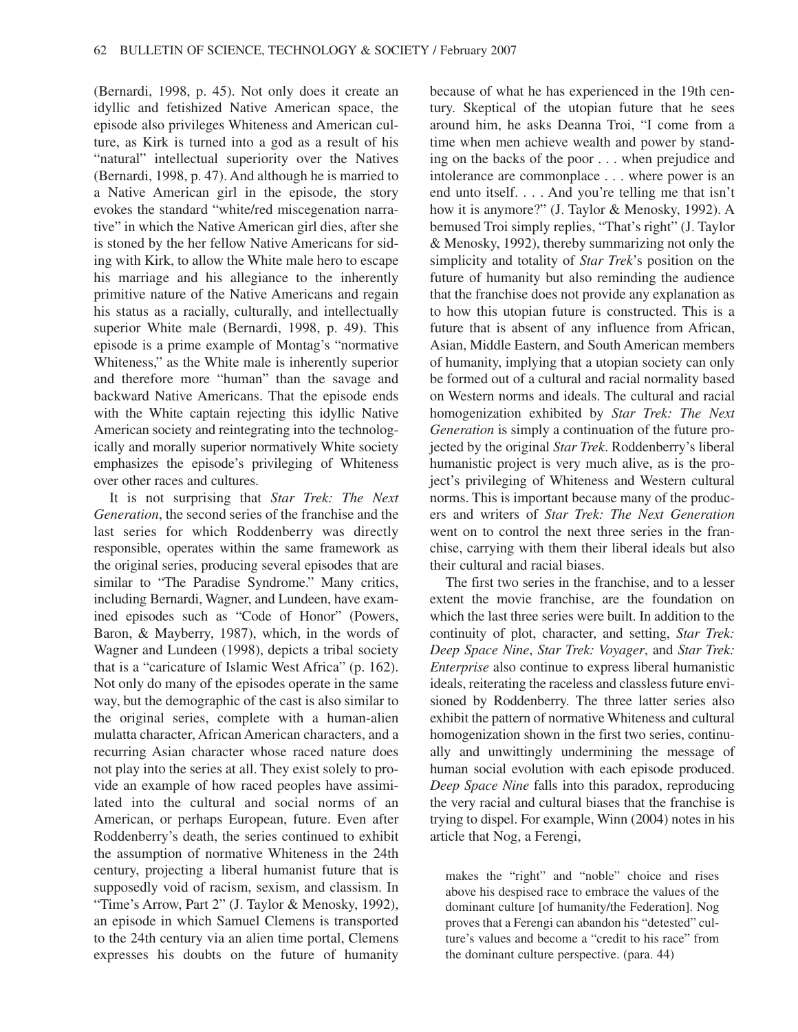(Bernardi, 1998, p. 45). Not only does it create an idyllic and fetishized Native American space, the episode also privileges Whiteness and American culture, as Kirk is turned into a god as a result of his "natural" intellectual superiority over the Natives (Bernardi, 1998, p. 47). And although he is married to a Native American girl in the episode, the story evokes the standard "white/red miscegenation narrative" in which the Native American girl dies, after she is stoned by the her fellow Native Americans for siding with Kirk, to allow the White male hero to escape his marriage and his allegiance to the inherently primitive nature of the Native Americans and regain his status as a racially, culturally, and intellectually superior White male (Bernardi, 1998, p. 49). This episode is a prime example of Montag's "normative Whiteness," as the White male is inherently superior and therefore more "human" than the savage and backward Native Americans. That the episode ends with the White captain rejecting this idyllic Native American society and reintegrating into the technologically and morally superior normatively White society emphasizes the episode's privileging of Whiteness over other races and cultures.

It is not surprising that *Star Trek: The Next Generation*, the second series of the franchise and the last series for which Roddenberry was directly responsible, operates within the same framework as the original series, producing several episodes that are similar to "The Paradise Syndrome." Many critics, including Bernardi, Wagner, and Lundeen, have examined episodes such as "Code of Honor" (Powers, Baron, & Mayberry, 1987), which, in the words of Wagner and Lundeen (1998), depicts a tribal society that is a "caricature of Islamic West Africa" (p. 162). Not only do many of the episodes operate in the same way, but the demographic of the cast is also similar to the original series, complete with a human-alien mulatta character, African American characters, and a recurring Asian character whose raced nature does not play into the series at all. They exist solely to provide an example of how raced peoples have assimilated into the cultural and social norms of an American, or perhaps European, future. Even after Roddenberry's death, the series continued to exhibit the assumption of normative Whiteness in the 24th century, projecting a liberal humanist future that is supposedly void of racism, sexism, and classism. In "Time's Arrow, Part 2" (J. Taylor & Menosky, 1992), an episode in which Samuel Clemens is transported to the 24th century via an alien time portal, Clemens expresses his doubts on the future of humanity because of what he has experienced in the 19th century. Skeptical of the utopian future that he sees around him, he asks Deanna Troi, "I come from a time when men achieve wealth and power by standing on the backs of the poor . . . when prejudice and intolerance are commonplace . . . where power is an end unto itself. . . . And you're telling me that isn't how it is anymore?" (J. Taylor & Menosky, 1992). A bemused Troi simply replies, "That's right" (J. Taylor & Menosky, 1992), thereby summarizing not only the simplicity and totality of *Star Trek*'s position on the future of humanity but also reminding the audience that the franchise does not provide any explanation as to how this utopian future is constructed. This is a future that is absent of any influence from African, Asian, Middle Eastern, and South American members of humanity, implying that a utopian society can only be formed out of a cultural and racial normality based on Western norms and ideals. The cultural and racial homogenization exhibited by *Star Trek: The Next Generation* is simply a continuation of the future projected by the original *Star Trek*. Roddenberry's liberal humanistic project is very much alive, as is the project's privileging of Whiteness and Western cultural norms. This is important because many of the producers and writers of *Star Trek: The Next Generation* went on to control the next three series in the franchise, carrying with them their liberal ideals but also their cultural and racial biases.

The first two series in the franchise, and to a lesser extent the movie franchise, are the foundation on which the last three series were built. In addition to the continuity of plot, character, and setting, *Star Trek: Deep Space Nine*, *Star Trek: Voyager*, and *Star Trek: Enterprise* also continue to express liberal humanistic ideals, reiterating the raceless and classless future envisioned by Roddenberry. The three latter series also exhibit the pattern of normative Whiteness and cultural homogenization shown in the first two series, continually and unwittingly undermining the message of human social evolution with each episode produced. *Deep Space Nine* falls into this paradox, reproducing the very racial and cultural biases that the franchise is trying to dispel. For example, Winn (2004) notes in his article that Nog, a Ferengi,

> makes the "right" and "noble" choice and rises above his despised race to embrace the values of the dominant culture [of humanity/the Federation]. Nog proves that a Ferengi can abandon his "detested" culture's values and become a "credit to his race" from the dominant culture perspective. (para. 44)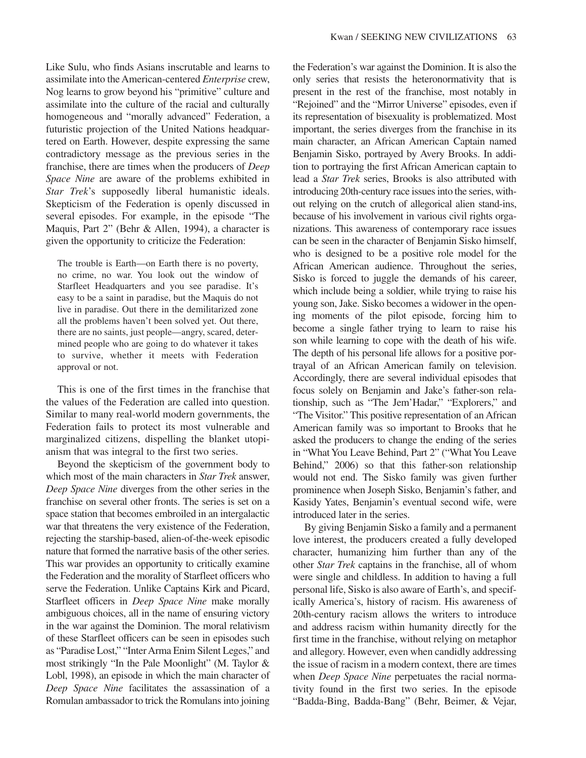Like Sulu, who finds Asians inscrutable and learns to assimilate into the American-centered *Enterprise* crew, Nog learns to grow beyond his "primitive" culture and assimilate into the culture of the racial and culturally homogeneous and "morally advanced" Federation, a futuristic projection of the United Nations headquartered on Earth. However, despite expressing the same contradictory message as the previous series in the franchise, there are times when the producers of *Deep Space Nine* are aware of the problems exhibited in *Star Trek*'s supposedly liberal humanistic ideals. Skepticism of the Federation is openly discussed in several episodes. For example, in the episode "The Maquis, Part 2" (Behr & Allen, 1994), a character is given the opportunity to criticize the Federation:

> The trouble is Earth—on Earth there is no poverty, no crime, no war. You look out the window of Starfleet Headquarters and you see paradise. It's easy to be a saint in paradise, but the Maquis do not live in paradise. Out there in the demilitarized zone all the problems haven't been solved yet. Out there, there are no saints, just people—angry, scared, determined people who are going to do whatever it takes to survive, whether it meets with Federation approval or not.

This is one of the first times in the franchise that the values of the Federation are called into question. Similar to many real-world modern governments, the Federation fails to protect its most vulnerable and marginalized citizens, dispelling the blanket utopianism that was integral to the first two series.

Beyond the skepticism of the government body to which most of the main characters in *Star Trek* answer, *Deep Space Nine* diverges from the other series in the franchise on several other fronts. The series is set on a space station that becomes embroiled in an intergalactic war that threatens the very existence of the Federation, rejecting the starship-based, alien-of-the-week episodic nature that formed the narrative basis of the other series. This war provides an opportunity to critically examine the Federation and the morality of Starfleet officers who serve the Federation. Unlike Captains Kirk and Picard, Starfleet officers in *Deep Space Nine* make morally ambiguous choices, all in the name of ensuring victory in the war against the Dominion. The moral relativism of these Starfleet officers can be seen in episodes such as "Paradise Lost," "Inter Arma Enim Silent Leges," and most strikingly "In the Pale Moonlight" (M. Taylor & Lobl, 1998), an episode in which the main character of *Deep Space Nine* facilitates the assassination of a Romulan ambassador to trick the Romulans into joining the Federation's war against the Dominion. It is also the only series that resists the heteronormativity that is present in the rest of the franchise, most notably in "Rejoined" and the "Mirror Universe" episodes, even if its representation of bisexuality is problematized. Most important, the series diverges from the franchise in its main character, an African American Captain named Benjamin Sisko, portrayed by Avery Brooks. In addition to portraying the first African American captain to lead a *Star Trek* series, Brooks is also attributed with introducing 20th-century race issues into the series, without relying on the crutch of allegorical alien stand-ins, because of his involvement in various civil rights organizations. This awareness of contemporary race issues can be seen in the character of Benjamin Sisko himself, who is designed to be a positive role model for the African American audience. Throughout the series, Sisko is forced to juggle the demands of his career, which include being a soldier, while trying to raise his young son, Jake. Sisko becomes a widower in the opening moments of the pilot episode, forcing him to become a single father trying to learn to raise his son while learning to cope with the death of his wife. The depth of his personal life allows for a positive portrayal of an African American family on television. Accordingly, there are several individual episodes that focus solely on Benjamin and Jake's father-son relationship, such as "The Jem'Hadar," "Explorers," and "The Visitor." This positive representation of an African American family was so important to Brooks that he asked the producers to change the ending of the series in "What You Leave Behind, Part 2" ("What You Leave Behind," 2006) so that this father-son relationship would not end. The Sisko family was given further prominence when Joseph Sisko, Benjamin's father, and Kasidy Yates, Benjamin's eventual second wife, were introduced later in the series.

By giving Benjamin Sisko a family and a permanent love interest, the producers created a fully developed character, humanizing him further than any of the other *Star Trek* captains in the franchise, all of whom were single and childless. In addition to having a full personal life, Sisko is also aware of Earth's, and specifically America's, history of racism. His awareness of 20th-century racism allows the writers to introduce and address racism within humanity directly for the first time in the franchise, without relying on metaphor and allegory. However, even when candidly addressing the issue of racism in a modern context, there are times when *Deep Space Nine* perpetuates the racial normativity found in the first two series. In the episode "Badda-Bing, Badda-Bang" (Behr, Beimer, & Vejar,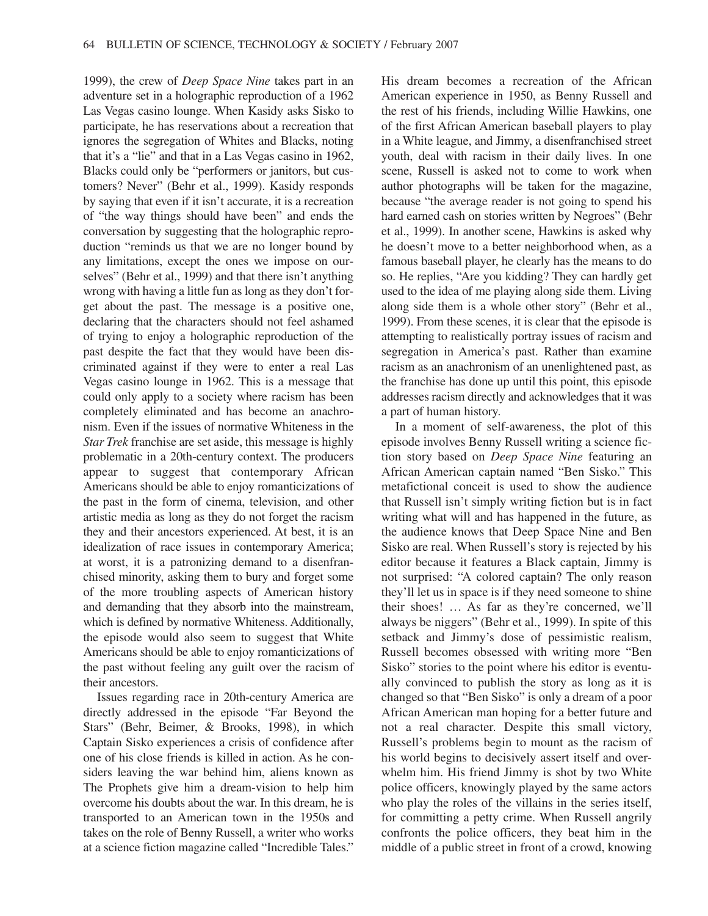1999), the crew of *Deep Space Nine* takes part in an adventure set in a holographic reproduction of a 1962 Las Vegas casino lounge. When Kasidy asks Sisko to participate, he has reservations about a recreation that ignores the segregation of Whites and Blacks, noting that it's a "lie" and that in a Las Vegas casino in 1962, Blacks could only be "performers or janitors, but customers? Never" (Behr et al., 1999). Kasidy responds by saying that even if it isn't accurate, it is a recreation of "the way things should have been" and ends the conversation by suggesting that the holographic reproduction "reminds us that we are no longer bound by any limitations, except the ones we impose on ourselves" (Behr et al., 1999) and that there isn't anything wrong with having a little fun as long as they don't forget about the past. The message is a positive one, declaring that the characters should not feel ashamed of trying to enjoy a holographic reproduction of the past despite the fact that they would have been discriminated against if they were to enter a real Las Vegas casino lounge in 1962. This is a message that could only apply to a society where racism has been completely eliminated and has become an anachronism. Even if the issues of normative Whiteness in the *Star Trek* franchise are set aside, this message is highly problematic in a 20th-century context. The producers appear to suggest that contemporary African Americans should be able to enjoy romanticizations of the past in the form of cinema, television, and other artistic media as long as they do not forget the racism they and their ancestors experienced. At best, it is an idealization of race issues in contemporary America; at worst, it is a patronizing demand to a disenfranchised minority, asking them to bury and forget some of the more troubling aspects of American history and demanding that they absorb into the mainstream, which is defined by normative Whiteness. Additionally, the episode would also seem to suggest that White Americans should be able to enjoy romanticizations of the past without feeling any guilt over the racism of their ancestors.

Issues regarding race in 20th-century America are directly addressed in the episode "Far Beyond the Stars" (Behr, Beimer, & Brooks, 1998), in which Captain Sisko experiences a crisis of confidence after one of his close friends is killed in action. As he considers leaving the war behind him, aliens known as The Prophets give him a dream-vision to help him overcome his doubts about the war. In this dream, he is transported to an American town in the 1950s and takes on the role of Benny Russell, a writer who works at a science fiction magazine called "Incredible Tales." His dream becomes a recreation of the African American experience in 1950, as Benny Russell and the rest of his friends, including Willie Hawkins, one of the first African American baseball players to play in a White league, and Jimmy, a disenfranchised street youth, deal with racism in their daily lives. In one scene, Russell is asked not to come to work when author photographs will be taken for the magazine, because "the average reader is not going to spend his hard earned cash on stories written by Negroes" (Behr et al., 1999). In another scene, Hawkins is asked why he doesn't move to a better neighborhood when, as a famous baseball player, he clearly has the means to do so. He replies, "Are you kidding? They can hardly get used to the idea of me playing along side them. Living along side them is a whole other story" (Behr et al., 1999). From these scenes, it is clear that the episode is attempting to realistically portray issues of racism and segregation in America's past. Rather than examine racism as an anachronism of an unenlightened past, as the franchise has done up until this point, this episode addresses racism directly and acknowledges that it was a part of human history.

In a moment of self-awareness, the plot of this episode involves Benny Russell writing a science fiction story based on *Deep Space Nine* featuring an African American captain named "Ben Sisko." This metafictional conceit is used to show the audience that Russell isn't simply writing fiction but is in fact writing what will and has happened in the future, as the audience knows that Deep Space Nine and Ben Sisko are real. When Russell's story is rejected by his editor because it features a Black captain, Jimmy is not surprised: "A colored captain? The only reason they'll let us in space is if they need someone to shine their shoes! … As far as they're concerned, we'll always be niggers" (Behr et al., 1999). In spite of this setback and Jimmy's dose of pessimistic realism, Russell becomes obsessed with writing more "Ben Sisko" stories to the point where his editor is eventually convinced to publish the story as long as it is changed so that "Ben Sisko" is only a dream of a poor African American man hoping for a better future and not a real character. Despite this small victory, Russell's problems begin to mount as the racism of his world begins to decisively assert itself and overwhelm him. His friend Jimmy is shot by two White police officers, knowingly played by the same actors who play the roles of the villains in the series itself, for committing a petty crime. When Russell angrily confronts the police officers, they beat him in the middle of a public street in front of a crowd, knowing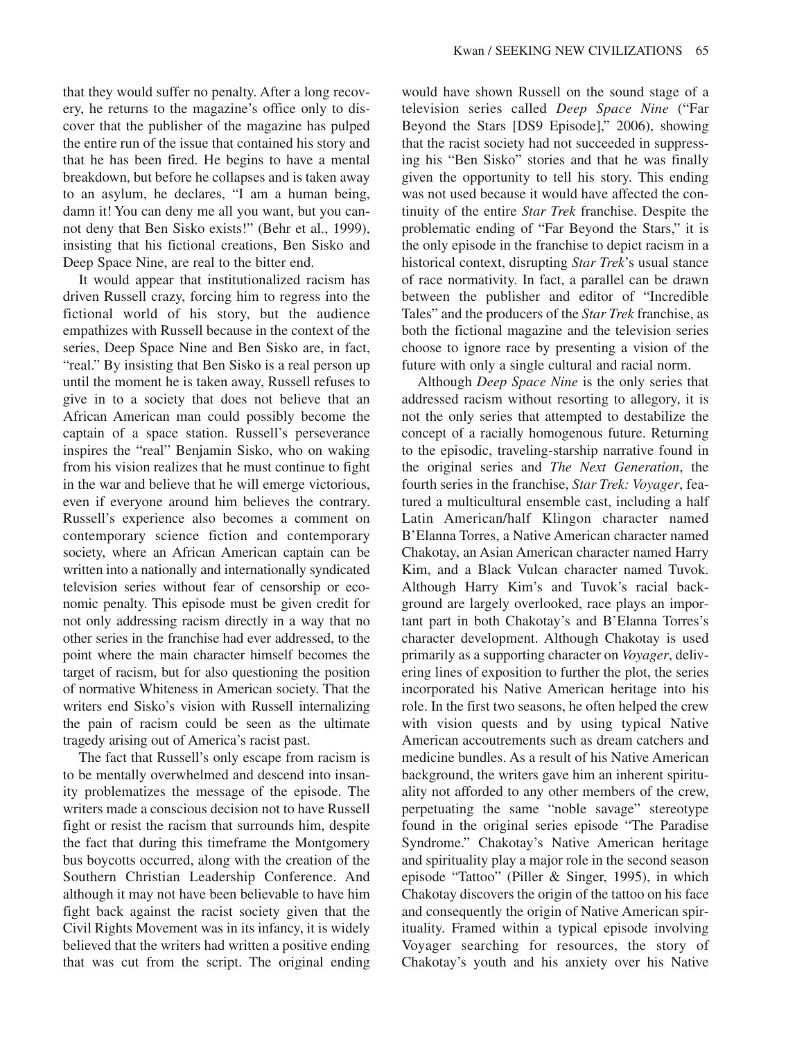that they would suffer no penalty. After a long recovery, he returns to the magazine's office only to discover that the publisher of the magazine has pulped the entire run of the issue that contained his story and that he has been fired. He begins to have a mental breakdown, but before he collapses and is taken away to an asylum, he declares, "I am a human being, damn it! You can deny me all you want, but you cannot deny that Ben Sisko exists!" (Behr et al., 1999), insisting that his fictional creations, Ben Sisko and Deep Space Nine, are real to the bitter end.

It would appear that institutionalized racism has driven Russell crazy, forcing him to regress into the fictional world of his story, but the audience empathizes with Russell because in the context of the series, Deep Space Nine and Ben Sisko are, in fact, "real." By insisting that Ben Sisko is a real person up until the moment he is taken away, Russell refuses to give in to a society that does not believe that an African American man could possibly become the captain of a space station. Russell's perseverance inspires the "real" Benjamin Sisko, who on waking from his vision realizes that he must continue to fight in the war and believe that he will emerge victorious, even if everyone around him believes the contrary. Russell's experience also becomes a comment on contemporary science fiction and contemporary society, where an African American captain can be written into a nationally and internationally syndicated television series without fear of censorship or economic penalty. This episode must be given credit for not only addressing racism directly in a way that no other series in the franchise had ever addressed, to the point where the main character himself becomes the target of racism, but for also questioning the position of normative Whiteness in American society. That the writers end Sisko's vision with Russell internalizing the pain of racism could be seen as the ultimate tragedy arising out of America's racist past.

The fact that Russell's only escape from racism is to be mentally overwhelmed and descend into insanity problematizes the message of the episode. The writers made a conscious decision not to have Russell fight or resist the racism that surrounds him, despite the fact that during this timeframe the Montgomery bus boycotts occurred, along with the creation of the Southern Christian Leadership Conference. And although it may not have been believable to have him fight back against the racist society given that the Civil Rights Movement was in its infancy, it is widely believed that the writers had written a positive ending that was cut from the script. The original ending would have shown Russell on the sound stage of a television series called *Deep Space Nine* ("Far Beyond the Stars [DS9 Episode]," 2006), showing that the racist society had not succeeded in suppressing his "Ben Sisko" stories and that he was finally given the opportunity to tell his story. This ending was not used because it would have affected the continuity of the entire *Star Trek* franchise. Despite the problematic ending of "Far Beyond the Stars," it is the only episode in the franchise to depict racism in a historical context, disrupting *Star Trek*'s usual stance of race normativity. In fact, a parallel can be drawn between the publisher and editor of "Incredible Tales" and the producers of the *Star Trek* franchise, as both the fictional magazine and the television series choose to ignore race by presenting a vision of the future with only a single cultural and racial norm.

Although *Deep Space Nine* is the only series that addressed racism without resorting to allegory, it is not the only series that attempted to destabilize the concept of a racially homogenous future. Returning to the episodic, traveling-starship narrative found in the original series and *The Next Generation*, the fourth series in the franchise, *Star Trek: Voyager*, featured a multicultural ensemble cast, including a half Latin American/half Klingon character named B'Elanna Torres, a Native American character named Chakotay, an Asian American character named Harry Kim, and a Black Vulcan character named Tuvok. Although Harry Kim's and Tuvok's racial background are largely overlooked, race plays an important part in both Chakotay's and B'Elanna Torres's character development. Although Chakotay is used primarily as a supporting character on *Voyager*, delivering lines of exposition to further the plot, the series incorporated his Native American heritage into his role. In the first two seasons, he often helped the crew with vision quests and by using typical Native American accoutrements such as dream catchers and medicine bundles. As a result of his Native American background, the writers gave him an inherent spirituality not afforded to any other members of the crew, perpetuating the same "noble savage" stereotype found in the original series episode "The Paradise Syndrome." Chakotay's Native American heritage and spirituality play a major role in the second season episode "Tattoo" (Piller & Singer, 1995), in which Chakotay discovers the origin of the tattoo on his face and consequently the origin of Native American spirituality. Framed within a typical episode involving Voyager searching for resources, the story of Chakotay's youth and his anxiety over his Native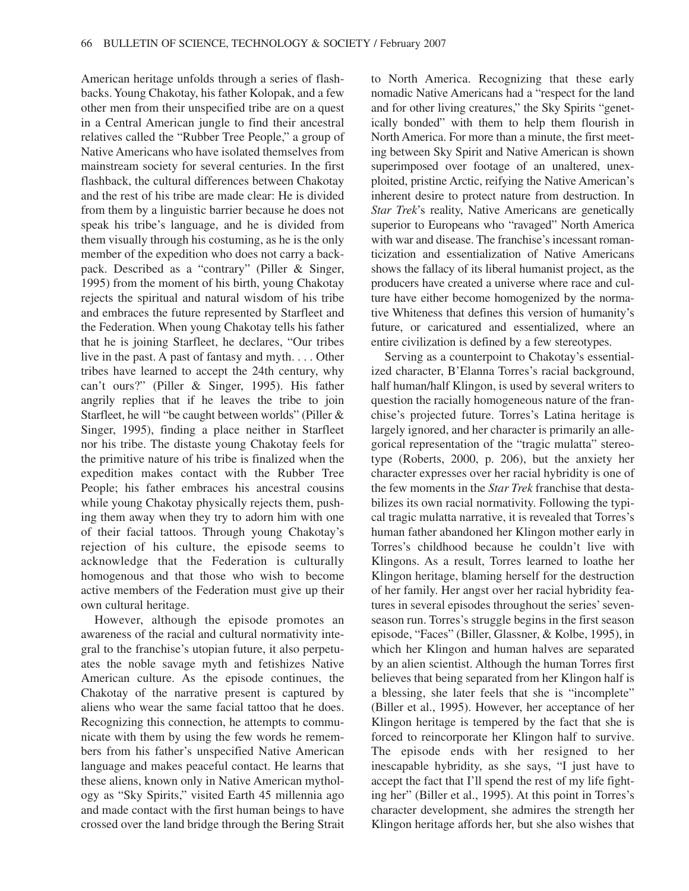American heritage unfolds through a series of flashbacks. Young Chakotay, his father Kolopak, and a few other men from their unspecified tribe are on a quest in a Central American jungle to find their ancestral relatives called the "Rubber Tree People," a group of Native Americans who have isolated themselves from mainstream society for several centuries. In the first flashback, the cultural differences between Chakotay and the rest of his tribe are made clear: He is divided from them by a linguistic barrier because he does not speak his tribe's language, and he is divided from them visually through his costuming, as he is the only member of the expedition who does not carry a backpack. Described as a "contrary" (Piller & Singer, 1995) from the moment of his birth, young Chakotay rejects the spiritual and natural wisdom of his tribe and embraces the future represented by Starfleet and the Federation. When young Chakotay tells his father that he is joining Starfleet, he declares, "Our tribes live in the past. A past of fantasy and myth. . . . Other tribes have learned to accept the 24th century, why can't ours?" (Piller & Singer, 1995). His father angrily replies that if he leaves the tribe to join Starfleet, he will "be caught between worlds" (Piller & Singer, 1995), finding a place neither in Starfleet nor his tribe. The distaste young Chakotay feels for the primitive nature of his tribe is finalized when the expedition makes contact with the Rubber Tree People; his father embraces his ancestral cousins while young Chakotay physically rejects them, pushing them away when they try to adorn him with one of their facial tattoos. Through young Chakotay's rejection of his culture, the episode seems to acknowledge that the Federation is culturally homogenous and that those who wish to become active members of the Federation must give up their own cultural heritage.

However, although the episode promotes an awareness of the racial and cultural normativity integral to the franchise's utopian future, it also perpetuates the noble savage myth and fetishizes Native American culture. As the episode continues, the Chakotay of the narrative present is captured by aliens who wear the same facial tattoo that he does. Recognizing this connection, he attempts to communicate with them by using the few words he remembers from his father's unspecified Native American language and makes peaceful contact. He learns that these aliens, known only in Native American mythology as "Sky Spirits," visited Earth 45 millennia ago and made contact with the first human beings to have crossed over the land bridge through the Bering Strait to North America. Recognizing that these early nomadic Native Americans had a "respect for the land and for other living creatures," the Sky Spirits "genetically bonded" with them to help them flourish in North America. For more than a minute, the first meeting between Sky Spirit and Native American is shown superimposed over footage of an unaltered, unexploited, pristine Arctic, reifying the Native American's inherent desire to protect nature from destruction. In *Star Trek*'s reality, Native Americans are genetically superior to Europeans who "ravaged" North America with war and disease. The franchise's incessant romanticization and essentialization of Native Americans shows the fallacy of its liberal humanist project, as the producers have created a universe where race and culture have either become homogenized by the normative Whiteness that defines this version of humanity's future, or caricatured and essentialized, where an entire civilization is defined by a few stereotypes.

Serving as a counterpoint to Chakotay's essentialized character, B'Elanna Torres's racial background, half human/half Klingon, is used by several writers to question the racially homogeneous nature of the franchise's projected future. Torres's Latina heritage is largely ignored, and her character is primarily an allegorical representation of the "tragic mulatta" stereotype (Roberts, 2000, p. 206), but the anxiety her character expresses over her racial hybridity is one of the few moments in the *Star Trek* franchise that destabilizes its own racial normativity. Following the typical tragic mulatta narrative, it is revealed that Torres's human father abandoned her Klingon mother early in Torres's childhood because he couldn't live with Klingons. As a result, Torres learned to loathe her Klingon heritage, blaming herself for the destruction of her family. Her angst over her racial hybridity features in several episodes throughout the series' seven-season run. Torres's struggle begins in the first season episode, "Faces" (Biller, Glassner, & Kolbe, 1995), in which her Klingon and human halves are separated by an alien scientist. Although the human Torres first believes that being separated from her Klingon half is a blessing, she later feels that she is "incomplete" (Biller et al., 1995). However, her acceptance of her Klingon heritage is tempered by the fact that she is forced to reincorporate her Klingon half to survive. The episode ends with her resigned to her inescapable hybridity, as she says, "I just have to accept the fact that I'll spend the rest of my life fighting her" (Biller et al., 1995). At this point in Torres's character development, she admires the strength her Klingon heritage affords her, but she also wishes that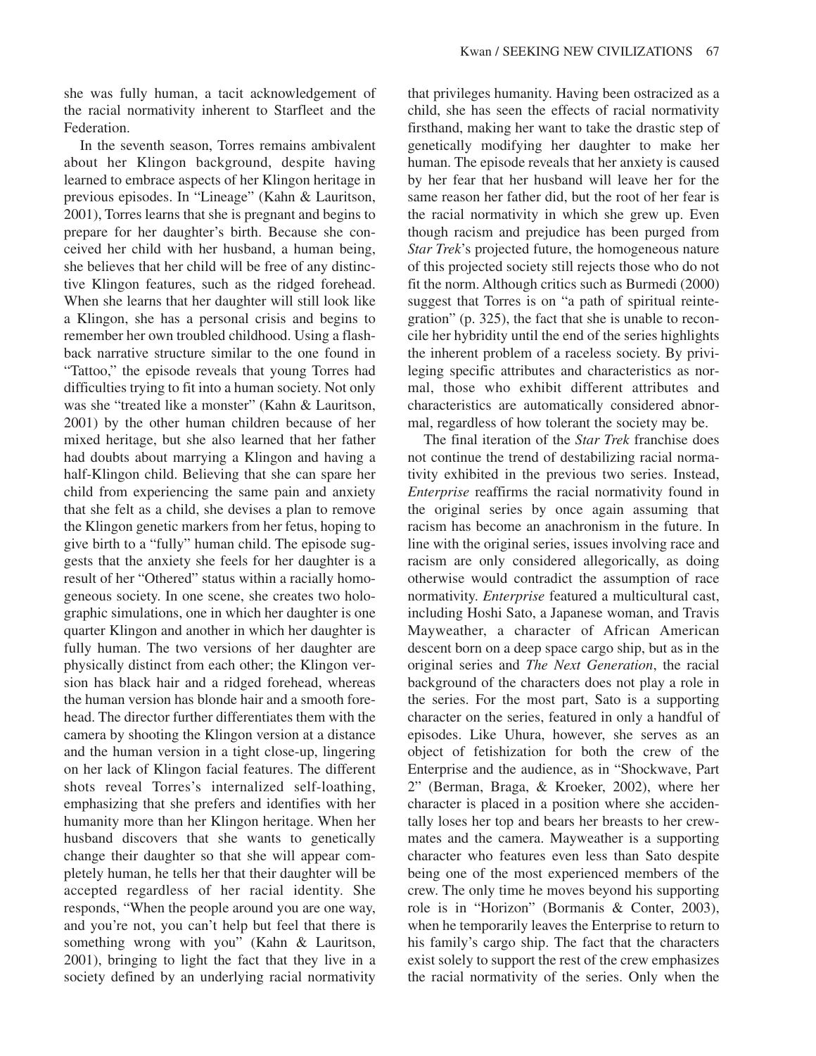she was fully human, a tacit acknowledgement of the racial normativity inherent to Starfleet and the Federation.

In the seventh season, Torres remains ambivalent about her Klingon background, despite having learned to embrace aspects of her Klingon heritage in previous episodes. In "Lineage" (Kahn & Lauritson, 2001), Torres learns that she is pregnant and begins to prepare for her daughter's birth. Because she conceived her child with her husband, a human being, she believes that her child will be free of any distinctive Klingon features, such as the ridged forehead. When she learns that her daughter will still look like a Klingon, she has a personal crisis and begins to remember her own troubled childhood. Using a flashback narrative structure similar to the one found in "Tattoo," the episode reveals that young Torres had difficulties trying to fit into a human society. Not only was she "treated like a monster" (Kahn & Lauritson, 2001) by the other human children because of her mixed heritage, but she also learned that her father had doubts about marrying a Klingon and having a half-Klingon child. Believing that she can spare her child from experiencing the same pain and anxiety that she felt as a child, she devises a plan to remove the Klingon genetic markers from her fetus, hoping to give birth to a "fully" human child. The episode suggests that the anxiety she feels for her daughter is a result of her "Othered" status within a racially homogeneous society. In one scene, she creates two holographic simulations, one in which her daughter is one quarter Klingon and another in which her daughter is fully human. The two versions of her daughter are physically distinct from each other; the Klingon version has black hair and a ridged forehead, whereas the human version has blonde hair and a smooth forehead. The director further differentiates them with the camera by shooting the Klingon version at a distance and the human version in a tight close-up, lingering on her lack of Klingon facial features. The different shots reveal Torres's internalized self-loathing, emphasizing that she prefers and identifies with her humanity more than her Klingon heritage. When her husband discovers that she wants to genetically change their daughter so that she will appear completely human, he tells her that their daughter will be accepted regardless of her racial identity. She responds, "When the people around you are one way, and you're not, you can't help but feel that there is something wrong with you" (Kahn & Lauritson, 2001), bringing to light the fact that they live in a society defined by an underlying racial normativity that privileges humanity. Having been ostracized as a child, she has seen the effects of racial normativity firsthand, making her want to take the drastic step of genetically modifying her daughter to make her human. The episode reveals that her anxiety is caused by her fear that her husband will leave her for the same reason her father did, but the root of her fear is the racial normativity in which she grew up. Even though racism and prejudice has been purged from *Star Trek*'s projected future, the homogeneous nature of this projected society still rejects those who do not fit the norm. Although critics such as Burmedi (2000) suggest that Torres is on "a path of spiritual reintegration" (p. 325), the fact that she is unable to reconcile her hybridity until the end of the series highlights the inherent problem of a raceless society. By privileging specific attributes and characteristics as normal, those who exhibit different attributes and characteristics are automatically considered abnormal, regardless of how tolerant the society may be.

The final iteration of the *Star Trek* franchise does not continue the trend of destabilizing racial normativity exhibited in the previous two series. Instead, *Enterprise* reaffirms the racial normativity found in the original series by once again assuming that racism has become an anachronism in the future. In line with the original series, issues involving race and racism are only considered allegorically, as doing otherwise would contradict the assumption of race normativity. *Enterprise* featured a multicultural cast, including Hoshi Sato, a Japanese woman, and Travis Mayweather, a character of African American descent born on a deep space cargo ship, but as in the original series and *The Next Generation*, the racial background of the characters does not play a role in the series. For the most part, Sato is a supporting character on the series, featured in only a handful of episodes. Like Uhura, however, she serves as an object of fetishization for both the crew of the Enterprise and the audience, as in "Shockwave, Part 2" (Berman, Braga, & Kroeker, 2002), where her character is placed in a position where she accidentally loses her top and bears her breasts to her crewmates and the camera. Mayweather is a supporting character who features even less than Sato despite being one of the most experienced members of the crew. The only time he moves beyond his supporting role is in "Horizon" (Bormanis & Conter, 2003), when he temporarily leaves the Enterprise to return to his family's cargo ship. The fact that the characters exist solely to support the rest of the crew emphasizes the racial normativity of the series. Only when the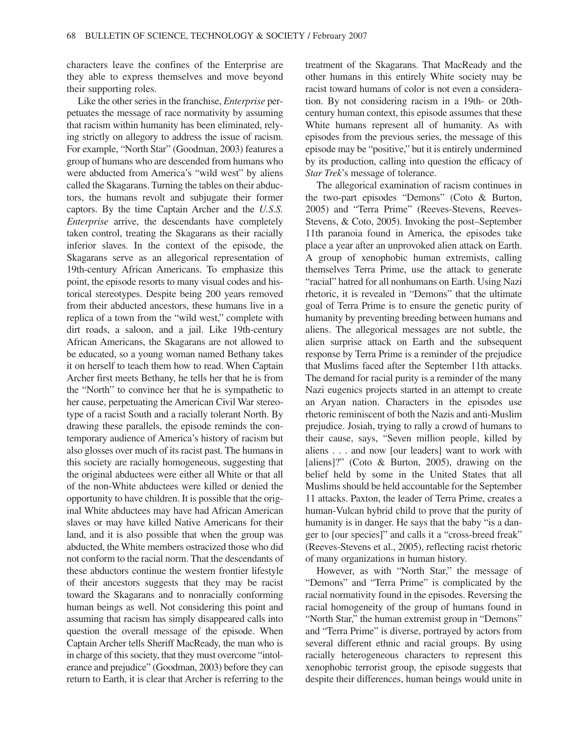characters leave the confines of the Enterprise are they able to express themselves and move beyond their supporting roles.

Like the other series in the franchise, *Enterprise* perpetuates the message of race normativity by assuming that racism within humanity has been eliminated, relying strictly on allegory to address the issue of racism. For example, "North Star" (Goodman, 2003) features a group of humans who are descended from humans who were abducted from America's "wild west" by aliens called the Skagarans. Turning the tables on their abductors, the humans revolt and subjugate their former captors. By the time Captain Archer and the *U.S.S. Enterprise* arrive, the descendants have completely taken control, treating the Skagarans as their racially inferior slaves. In the context of the episode, the Skagarans serve as an allegorical representation of 19th-century African Americans. To emphasize this point, the episode resorts to many visual codes and historical stereotypes. Despite being 200 years removed from their abducted ancestors, these humans live in a replica of a town from the "wild west," complete with dirt roads, a saloon, and a jail. Like 19th-century African Americans, the Skagarans are not allowed to be educated, so a young woman named Bethany takes it on herself to teach them how to read. When Captain Archer first meets Bethany, he tells her that he is from the "North" to convince her that he is sympathetic to her cause, perpetuating the American Civil War stereotype of a racist South and a racially tolerant North. By drawing these parallels, the episode reminds the contemporary audience of America's history of racism but also glosses over much of its racist past. The humans in this society are racially homogeneous, suggesting that the original abductees were either all White or that all of the non-White abductees were killed or denied the opportunity to have children. It is possible that the original White abductees may have had African American slaves or may have killed Native Americans for their land, and it is also possible that when the group was abducted, the White members ostracized those who did not conform to the racial norm. That the descendants of these abductors continue the western frontier lifestyle of their ancestors suggests that they may be racist toward the Skagarans and to nonracially conforming human beings as well. Not considering this point and assuming that racism has simply disappeared calls into question the overall message of the episode. When Captain Archer tells Sheriff MacReady, the man who is in charge of this society, that they must overcome "intolerance and prejudice" (Goodman, 2003) before they can return to Earth, it is clear that Archer is referring to the treatment of the Skagarans. That MacReady and the other humans in this entirely White society may be racist toward humans of color is not even a consideration. By not considering racism in a 19th- or 20th-century human context, this episode assumes that these White humans represent all of humanity. As with episodes from the previous series, the message of this episode may be "positive," but it is entirely undermined by its production, calling into question the efficacy of *Star Trek*'s message of tolerance.

The allegorical examination of racism continues in the two-part episodes "Demons" (Coto & Burton, 2005) and "Terra Prime" (Reeves-Stevens, Reeves-Stevens, & Coto, 2005). Invoking the post–September 11th paranoia found in America, the episodes take place a year after an unprovoked alien attack on Earth. A group of xenophobic human extremists, calling themselves Terra Prime, use the attack to generate "racial" hatred for all nonhumans on Earth. Using Nazi rhetoric, it is revealed in "Demons" that the ultimate goal of Terra Prime is to ensure the genetic purity of humanity by preventing breeding between humans and aliens. The allegorical messages are not subtle, the alien surprise attack on Earth and the subsequent response by Terra Prime is a reminder of the prejudice that Muslims faced after the September 11th attacks. The demand for racial purity is a reminder of the many Nazi eugenics projects started in an attempt to create an Aryan nation. Characters in the episodes use rhetoric reminiscent of both the Nazis and anti-Muslim prejudice. Josiah, trying to rally a crowd of humans to their cause, says, "Seven million people, killed by aliens . . . and now [our leaders] want to work with [aliens]?" (Coto & Burton, 2005), drawing on the belief held by some in the United States that all Muslims should be held accountable for the September 11 attacks. Paxton, the leader of Terra Prime, creates a human-Vulcan hybrid child to prove that the purity of humanity is in danger. He says that the baby "is a danger to [our species]" and calls it a "cross-breed freak" (Reeves-Stevens et al., 2005), reflecting racist rhetoric of many organizations in human history.

However, as with "North Star," the message of "Demons" and "Terra Prime" is complicated by the racial normativity found in the episodes. Reversing the racial homogeneity of the group of humans found in "North Star," the human extremist group in "Demons" and "Terra Prime" is diverse, portrayed by actors from several different ethnic and racial groups. By using racially heterogeneous characters to represent this xenophobic terrorist group, the episode suggests that despite their differences, human beings would unite in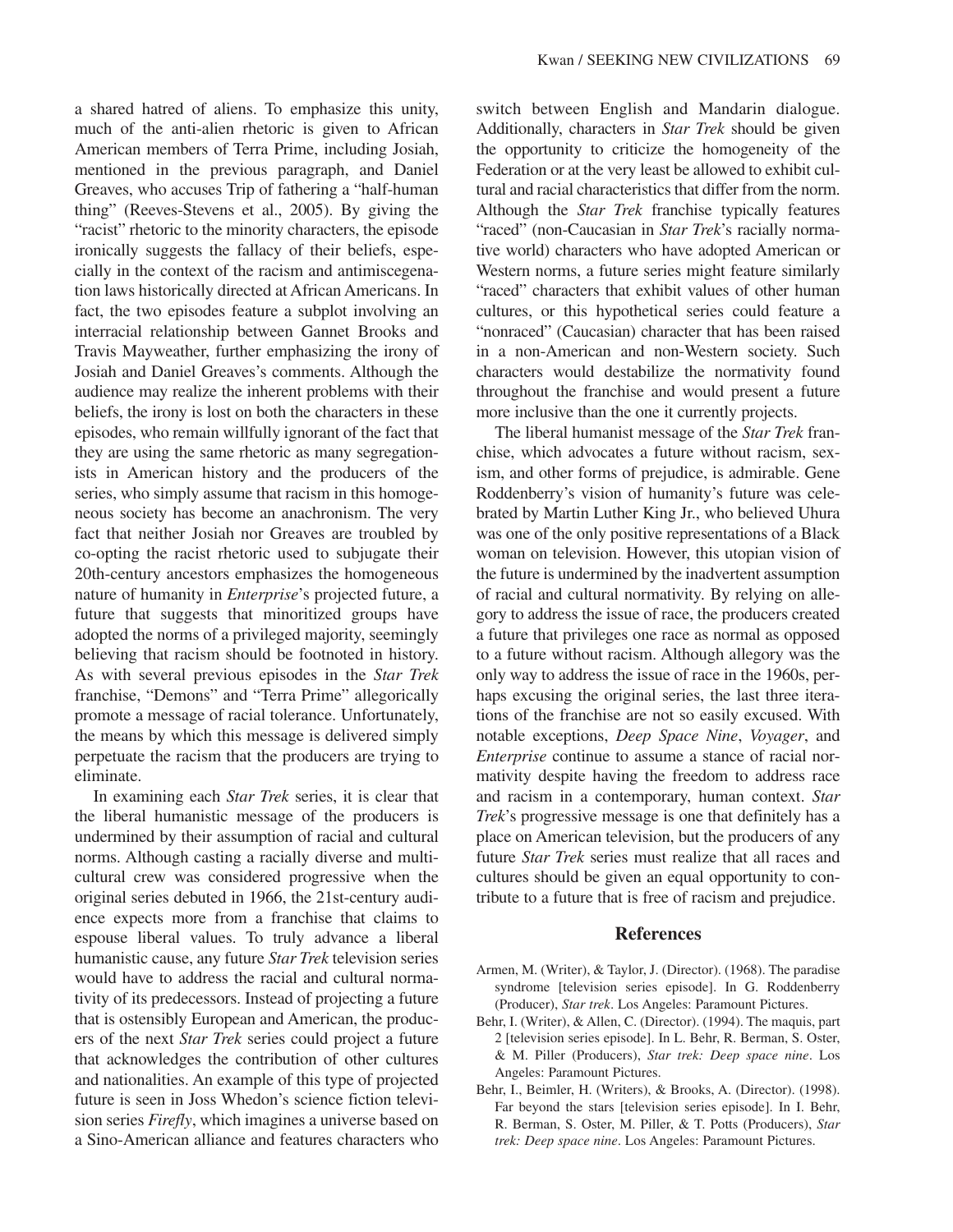a shared hatred of aliens. To emphasize this unity, much of the anti-alien rhetoric is given to African American members of Terra Prime, including Josiah, mentioned in the previous paragraph, and Daniel Greaves, who accuses Trip of fathering a "half-human thing" (Reeves-Stevens et al., 2005). By giving the "racist" rhetoric to the minority characters, the episode ironically suggests the fallacy of their beliefs, especially in the context of the racism and antimiscegenation laws historically directed at African Americans. In fact, the two episodes feature a subplot involving an interracial relationship between Gannet Brooks and Travis Mayweather, further emphasizing the irony of Josiah and Daniel Greaves's comments. Although the audience may realize the inherent problems with their beliefs, the irony is lost on both the characters in these episodes, who remain willfully ignorant of the fact that they are using the same rhetoric as many segregationists in American history and the producers of the series, who simply assume that racism in this homogeneous society has become an anachronism. The very fact that neither Josiah nor Greaves are troubled by co-opting the racist rhetoric used to subjugate their 20th-century ancestors emphasizes the homogeneous nature of humanity in *Enterprise*'s projected future, a future that suggests that minoritized groups have adopted the norms of a privileged majority, seemingly believing that racism should be footnoted in history. As with several previous episodes in the *Star Trek* franchise, "Demons" and "Terra Prime" allegorically promote a message of racial tolerance. Unfortunately, the means by which this message is delivered simply perpetuate the racism that the producers are trying to eliminate.

In examining each *Star Trek* series, it is clear that the liberal humanistic message of the producers is undermined by their assumption of racial and cultural norms. Although casting a racially diverse and multicultural crew was considered progressive when the original series debuted in 1966, the 21st-century audience expects more from a franchise that claims to espouse liberal values. To truly advance a liberal humanistic cause, any future *Star Trek* television series would have to address the racial and cultural normativity of its predecessors. Instead of projecting a future that is ostensibly European and American, the producers of the next *Star Trek* series could project a future that acknowledges the contribution of other cultures and nationalities. An example of this type of projected future is seen in Joss Whedon's science fiction television series *Firefly*, which imagines a universe based on a Sino-American alliance and features characters who switch between English and Mandarin dialogue. Additionally, characters in *Star Trek* should be given the opportunity to criticize the homogeneity of the Federation or at the very least be allowed to exhibit cultural and racial characteristics that differ from the norm. Although the *Star Trek* franchise typically features "raced" (non-Caucasian in *Star Trek*'s racially normative world) characters who have adopted American or Western norms, a future series might feature similarly "raced" characters that exhibit values of other human cultures, or this hypothetical series could feature a "nonraced" (Caucasian) character that has been raised in a non-American and non-Western society. Such characters would destabilize the normativity found throughout the franchise and would present a future more inclusive than the one it currently projects.

The liberal humanist message of the *Star Trek* franchise, which advocates a future without racism, sexism, and other forms of prejudice, is admirable. Gene Roddenberry's vision of humanity's future was celebrated by Martin Luther King Jr., who believed Uhura was one of the only positive representations of a Black woman on television. However, this utopian vision of the future is undermined by the inadvertent assumption of racial and cultural normativity. By relying on allegory to address the issue of race, the producers created a future that privileges one race as normal as opposed to a future without racism. Although allegory was the only way to address the issue of race in the 1960s, perhaps excusing the original series, the last three iterations of the franchise are not so easily excused. With notable exceptions, *Deep Space Nine*, *Voyager*, and *Enterprise* continue to assume a stance of racial normativity despite having the freedom to address race and racism in a contemporary, human context. *Star Trek*'s progressive message is one that definitely has a place on American television, but the producers of any future *Star Trek* series must realize that all races and cultures should be given an equal opportunity to contribute to a future that is free of racism and prejudice.

## References

Armen, M. (Writer), & Taylor, J. (Director). (1968). The paradise syndrome [television series episode]. In G. Roddenberry (Producer), *Star trek*. Los Angeles: Paramount Pictures.

Behr, I. (Writer), & Allen, C. (Director). (1994). The maquis, part 2 [television series episode]. In L. Behr, R. Berman, S. Oster, & M. Piller (Producers), *Star trek: Deep space nine*. Los Angeles: Paramount Pictures.

Behr, I., Beimler, H. (Writers), & Brooks, A. (Director). (1998). Far beyond the stars [television series episode]. In I. Behr, R. Berman, S. Oster, M. Piller, & T. Potts (Producers), *Star trek: Deep space nine*. Los Angeles: Paramount Pictures.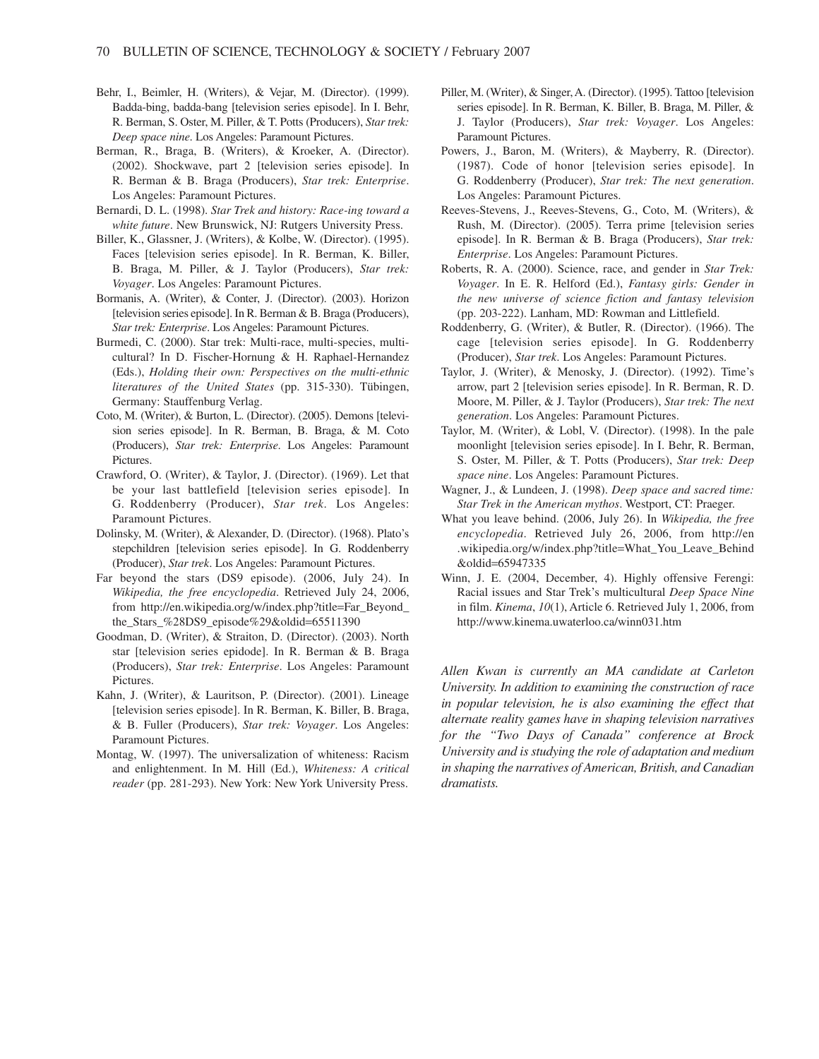Behr, I., Beimler, H. (Writers), & Vejar, M. (Director). (1999). Badda-bing, badda-bang [television series episode]. In I. Behr, R. Berman, S. Oster, M. Piller, & T. Potts (Producers), *Star trek: Deep space nine*. Los Angeles: Paramount Pictures.

Berman, R., Braga, B. (Writers), & Kroeker, A. (Director). (2002). Shockwave, part 2 [television series episode]. In R. Berman & B. Braga (Producers), *Star trek: Enterprise*. Los Angeles: Paramount Pictures.

Bernardi, D. L. (1998). *Star Trek and history: Race-ing toward a white future*. New Brunswick, NJ: Rutgers University Press.

Biller, K., Glassner, J. (Writers), & Kolbe, W. (Director). (1995). Faces [television series episode]. In R. Berman, K. Biller, B. Braga, M. Piller, & J. Taylor (Producers), *Star trek: Voyager*. Los Angeles: Paramount Pictures.

Bormanis, A. (Writer), & Conter, J. (Director). (2003). Horizon [television series episode]. In R. Berman & B. Braga (Producers), *Star trek: Enterprise*. Los Angeles: Paramount Pictures.

Burmedi, C. (2000). Star trek: Multi-race, multi-species, multicultural? In D. Fischer-Hornung & H. Raphael-Hernandez (Eds.), *Holding their own: Perspectives on the multi-ethnic literatures of the United States* (pp. 315-330). Tübingen, Germany: Stauffenburg Verlag.

Coto, M. (Writer), & Burton, L. (Director). (2005). Demons [television series episode]. In R. Berman, B. Braga, & M. Coto (Producers), *Star trek: Enterprise*. Los Angeles: Paramount Pictures.

Crawford, O. (Writer), & Taylor, J. (Director). (1969). Let that be your last battlefield [television series episode]. In G. Roddenberry (Producer), *Star trek*. Los Angeles: Paramount Pictures.

Dolinsky, M. (Writer), & Alexander, D. (Director). (1968). Plato's stepchildren [television series episode]. In G. Roddenberry (Producer), *Star trek*. Los Angeles: Paramount Pictures.

Far beyond the stars (DS9 episode). (2006, July 24). In *Wikipedia, the free encyclopedia*. Retrieved July 24, 2006, from http://en.wikipedia.org/w/index.php?title=Far_Beyond_the_Stars_%28DS9_episode%29&oldid=65511390

Goodman, D. (Writer), & Straiton, D. (Director). (2003). North star [television series epidode]. In R. Berman & B. Braga (Producers), *Star trek: Enterprise*. Los Angeles: Paramount Pictures.

Kahn, J. (Writer), & Lauritson, P. (Director). (2001). Lineage [television series episode]. In R. Berman, K. Biller, B. Braga, & B. Fuller (Producers), *Star trek: Voyager*. Los Angeles: Paramount Pictures.

Montag, W. (1997). The universalization of whiteness: Racism and enlightenment. In M. Hill (Ed.), *Whiteness: A critical reader* (pp. 281-293). New York: New York University Press.

Piller, M. (Writer), & Singer, A. (Director). (1995). Tattoo [television series episode]. In R. Berman, K. Biller, B. Braga, M. Piller, & J. Taylor (Producers), *Star trek: Voyager*. Los Angeles: Paramount Pictures.

Powers, J., Baron, M. (Writers), & Mayberry, R. (Director). (1987). Code of honor [television series episode]. In G. Roddenberry (Producer), *Star trek: The next generation*. Los Angeles: Paramount Pictures.

Reeves-Stevens, J., Reeves-Stevens, G., Coto, M. (Writers), & Rush, M. (Director). (2005). Terra prime [television series episode]. In R. Berman & B. Braga (Producers), *Star trek: Enterprise*. Los Angeles: Paramount Pictures.

Roberts, R. A. (2000). Science, race, and gender in *Star Trek: Voyager*. In E. R. Helford (Ed.), *Fantasy girls: Gender in the new universe of science fiction and fantasy television* (pp. 203-222). Lanham, MD: Rowman and Littlefield.

Roddenberry, G. (Writer), & Butler, R. (Director). (1966). The cage [television series episode]. In G. Roddenberry (Producer), *Star trek*. Los Angeles: Paramount Pictures.

Taylor, J. (Writer), & Menosky, J. (Director). (1992). Time's arrow, part 2 [television series episode]. In R. Berman, R. D. Moore, M. Piller, & J. Taylor (Producers), *Star trek: The next generation*. Los Angeles: Paramount Pictures.

Taylor, M. (Writer), & Lobl, V. (Director). (1998). In the pale moonlight [television series episode]. In I. Behr, R. Berman, S. Oster, M. Piller, & T. Potts (Producers), *Star trek: Deep space nine*. Los Angeles: Paramount Pictures.

Wagner, J., & Lundeen, J. (1998). *Deep space and sacred time: Star Trek in the American mythos*. Westport, CT: Praeger.

What you leave behind. (2006, July 26). In *Wikipedia, the free encyclopedia*. Retrieved July 26, 2006, from http://en.wikipedia.org/w/index.php?title=What_You_Leave_Behind&oldid=65947335

Winn, J. E. (2004, December, 4). Highly offensive Ferengi: Racial issues and Star Trek's multicultural *Deep Space Nine* in film. *Kinema*, *10*(1), Article 6. Retrieved July 1, 2006, from http://www.kinema.uwaterloo.ca/winn031.htm

*Allen Kwan is currently an MA candidate at Carleton University. In addition to examining the construction of race in popular television, he is also examining the effect that alternate reality games have in shaping television narratives for the "Two Days of Canada" conference at Brock University and is studying the role of adaptation and medium in shaping the narratives of American, British, and Canadian dramatists.*